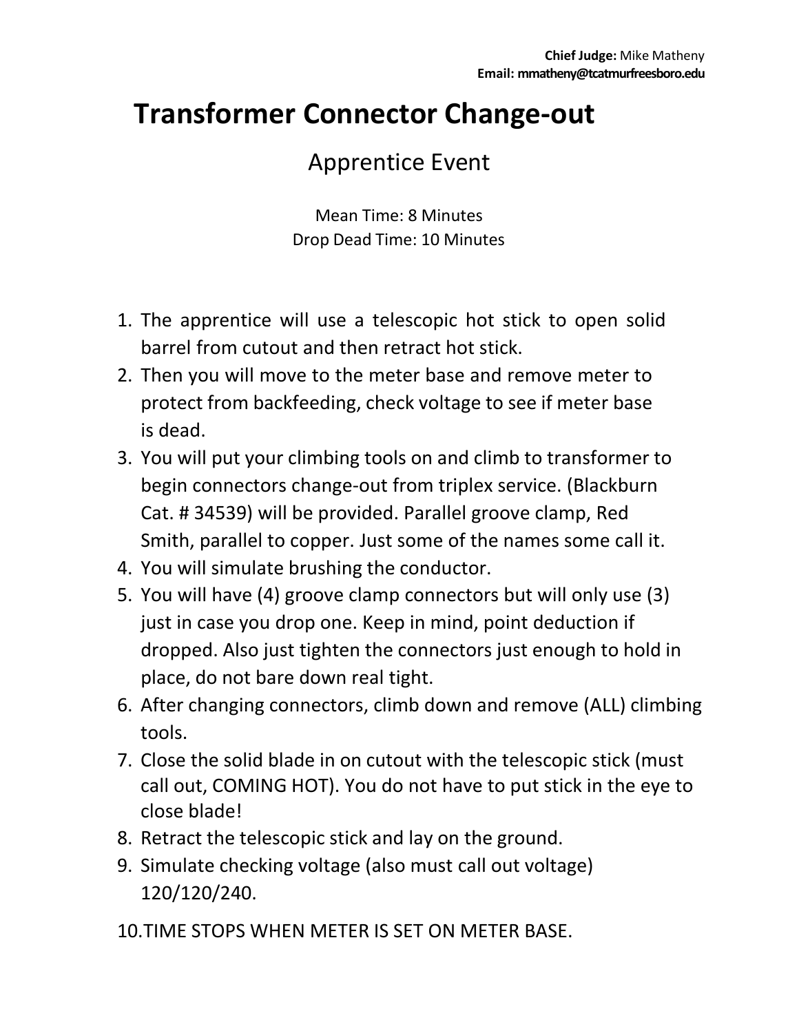**Chief Judge:** Mike Matheny
**Email: mmatheny@tcatmurfreesboro.edu**

# Transformer Connector Change-out

## Apprentice Event

Mean Time: 8 Minutes
Drop Dead Time: 10 Minutes

1. The apprentice will use a telescopic hot stick to open solid barrel from cutout and then retract hot stick.
2. Then you will move to the meter base and remove meter to protect from backfeeding, check voltage to see if meter base is dead.
3. You will put your climbing tools on and climb to transformer to begin connectors change-out from triplex service. (Blackburn Cat. # 34539) will be provided. Parallel groove clamp, Red Smith, parallel to copper. Just some of the names some call it.
4. You will simulate brushing the conductor.
5. You will have (4) groove clamp connectors but will only use (3) just in case you drop one. Keep in mind, point deduction if dropped. Also just tighten the connectors just enough to hold in place, do not bare down real tight.
6. After changing connectors, climb down and remove (ALL) climbing tools.
7. Close the solid blade in on cutout with the telescopic stick (must call out, COMING HOT). You do not have to put stick in the eye to close blade!
8. Retract the telescopic stick and lay on the ground.
9. Simulate checking voltage (also must call out voltage) 120/120/240.
10. TIME STOPS WHEN METER IS SET ON METER BASE.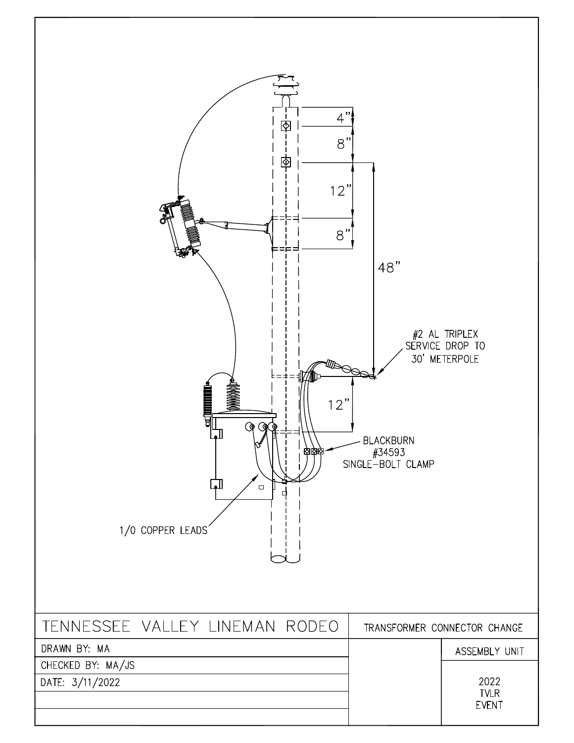4"

8"

12"

8"

48"

#2 AL TRIPLEX
SERVICE DROP TO
30' METERPOLE

12"

BLACKBURN
#34593
SINGLE-BOLT CLAMP

1/0 COPPER LEADS

| TENNESSEE VALLEY LINEMAN RODEO | TRANSFORMER CONNECTOR CHANGE | |
|---|---|---|
| DRAWN BY: MA | | ASSEMBLY UNIT |
| CHECKED BY: MA/JS | | 2022 TVLR EVENT |
| DATE: 3/11/2022 | | |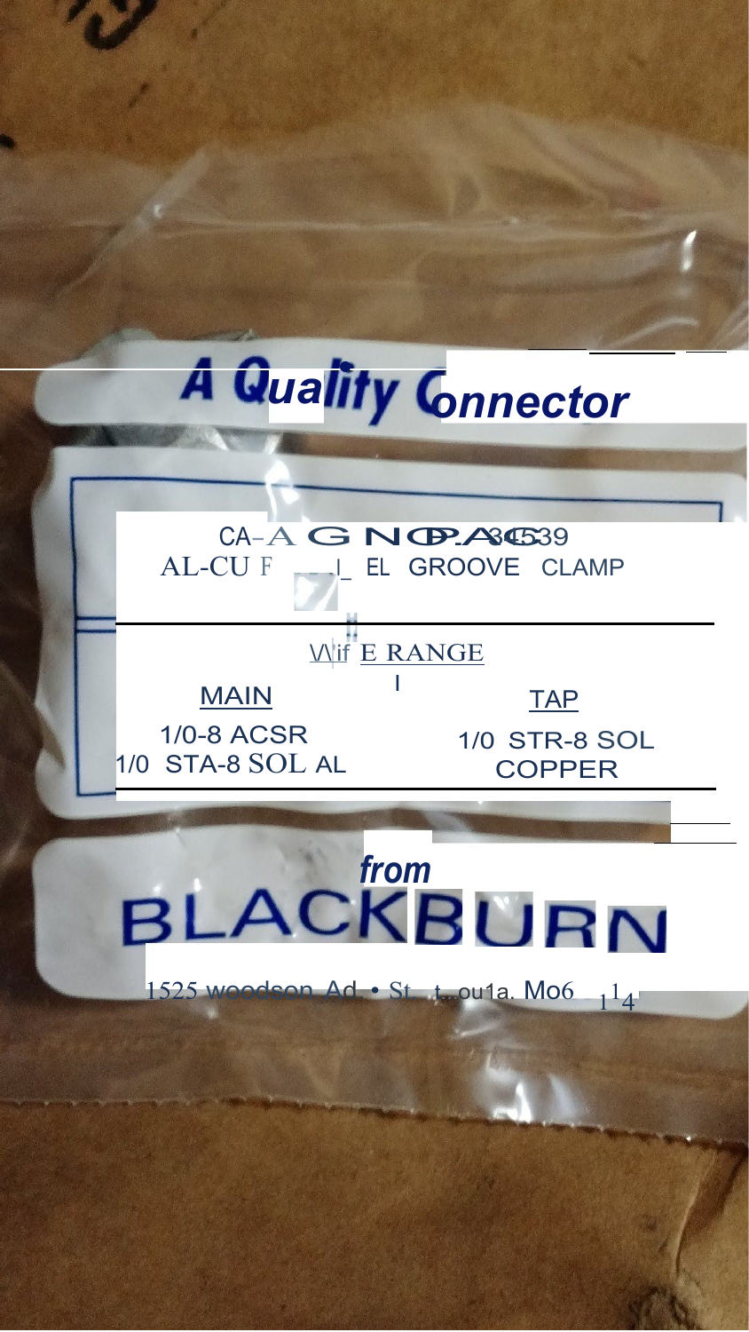# A Quality Connector

CA-A G N O P.A 34539
AL-CU F \_\_I\_ EL GROOVE CLAMP

W\if E RANGE

| MAIN | TAP |
| --- | --- |
| 1/0-8 ACSR<br>1/0 STA-8 SOL AL | 1/0 STR-8 SOL<br>COPPER |

*from*

# BLACKBURN

1525 woodson Ad. • St t ou1a. Mo6 1 1 4